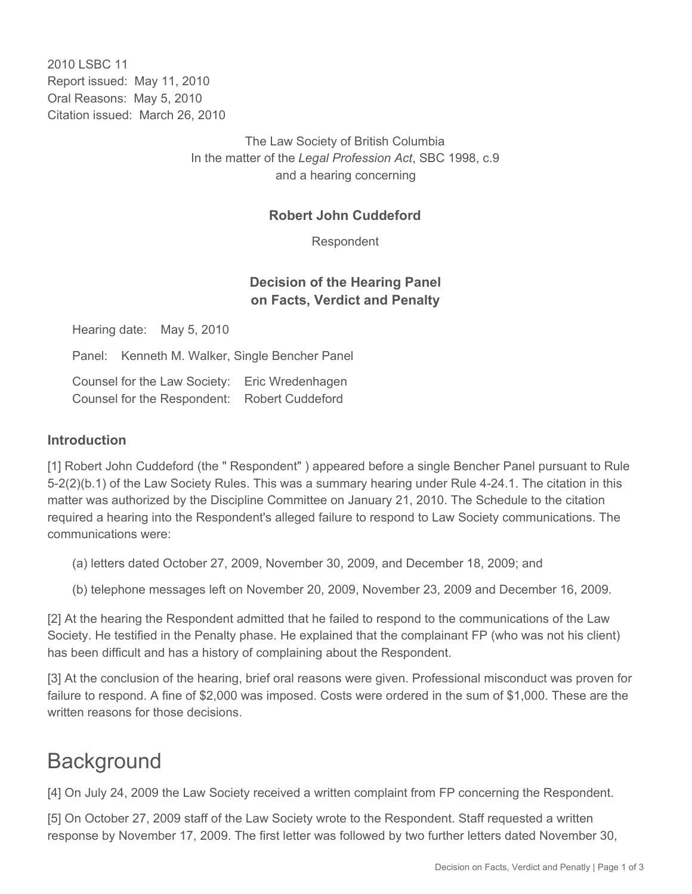2010 LSBC 11
Report issued: May 11, 2010
Oral Reasons: May 5, 2010
Citation issued: March 26, 2010

The Law Society of British Columbia
In the matter of the *Legal Profession Act*, SBC 1998, c.9
and a hearing concerning

**Robert John Cuddeford**

Respondent

**Decision of the Hearing Panel on Facts, Verdict and Penalty**

Hearing date: May 5, 2010

Panel: Kenneth M. Walker, Single Bencher Panel

Counsel for the Law Society: Eric Wredenhagen
Counsel for the Respondent: Robert Cuddeford

### Introduction

[1] Robert John Cuddeford (the " Respondent" ) appeared before a single Bencher Panel pursuant to Rule 5-2(2)(b.1) of the Law Society Rules. This was a summary hearing under Rule 4-24.1. The citation in this matter was authorized by the Discipline Committee on January 21, 2010. The Schedule to the citation required a hearing into the Respondent's alleged failure to respond to Law Society communications. The communications were:

(a) letters dated October 27, 2009, November 30, 2009, and December 18, 2009; and

(b) telephone messages left on November 20, 2009, November 23, 2009 and December 16, 2009.

[2] At the hearing the Respondent admitted that he failed to respond to the communications of the Law Society. He testified in the Penalty phase. He explained that the complainant FP (who was not his client) has been difficult and has a history of complaining about the Respondent.

[3] At the conclusion of the hearing, brief oral reasons were given. Professional misconduct was proven for failure to respond. A fine of $2,000 was imposed. Costs were ordered in the sum of $1,000. These are the written reasons for those decisions.

## Background

[4] On July 24, 2009 the Law Society received a written complaint from FP concerning the Respondent.

[5] On October 27, 2009 staff of the Law Society wrote to the Respondent. Staff requested a written response by November 17, 2009. The first letter was followed by two further letters dated November 30,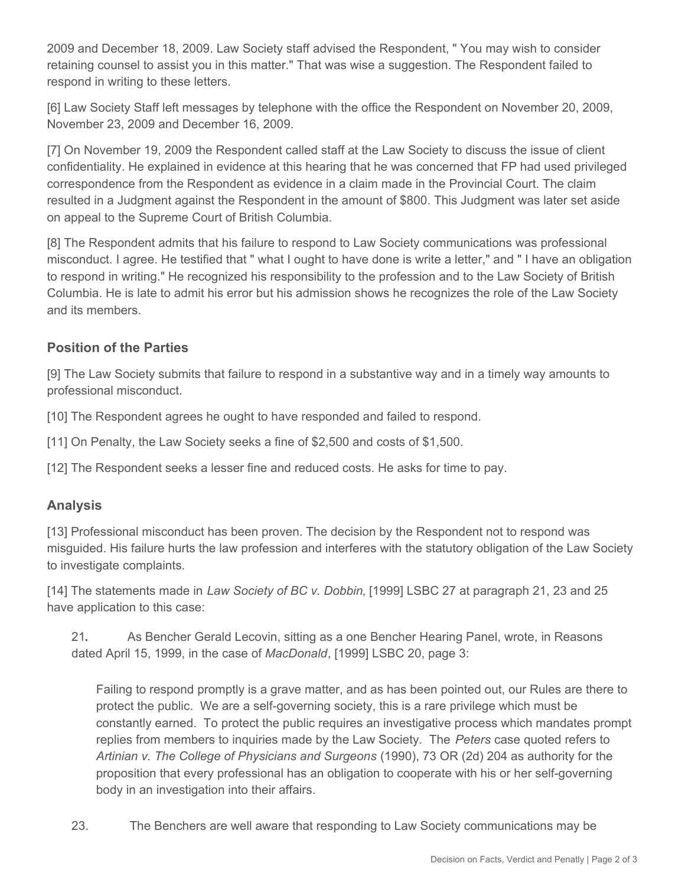2009 and December 18, 2009. Law Society staff advised the Respondent, " You may wish to consider retaining counsel to assist you in this matter." That was wise a suggestion. The Respondent failed to respond in writing to these letters.

[6] Law Society Staff left messages by telephone with the office the Respondent on November 20, 2009, November 23, 2009 and December 16, 2009.

[7] On November 19, 2009 the Respondent called staff at the Law Society to discuss the issue of client confidentiality. He explained in evidence at this hearing that he was concerned that FP had used privileged correspondence from the Respondent as evidence in a claim made in the Provincial Court. The claim resulted in a Judgment against the Respondent in the amount of $800. This Judgment was later set aside on appeal to the Supreme Court of British Columbia.

[8] The Respondent admits that his failure to respond to Law Society communications was professional misconduct. I agree. He testified that " what I ought to have done is write a letter," and " I have an obligation to respond in writing." He recognized his responsibility to the profession and to the Law Society of British Columbia. He is late to admit his error but his admission shows he recognizes the role of the Law Society and its members.

## Position of the Parties

[9] The Law Society submits that failure to respond in a substantive way and in a timely way amounts to professional misconduct.

[10] The Respondent agrees he ought to have responded and failed to respond.

[11] On Penalty, the Law Society seeks a fine of $2,500 and costs of $1,500.

[12] The Respondent seeks a lesser fine and reduced costs. He asks for time to pay.

## Analysis

[13] Professional misconduct has been proven. The decision by the Respondent not to respond was misguided. His failure hurts the law profession and interferes with the statutory obligation of the Law Society to investigate complaints.

[14] The statements made in *Law Society of BC v. Dobbin*, [1999] LSBC 27 at paragraph 21, 23 and 25 have application to this case:

> 21**.** As Bencher Gerald Lecovin, sitting as a one Bencher Hearing Panel, wrote, in Reasons dated April 15, 1999, in the case of *MacDonald*, [1999] LSBC 20, page 3:
>
> > Failing to respond promptly is a grave matter, and as has been pointed out, our Rules are there to protect the public. We are a self-governing society, this is a rare privilege which must be constantly earned. To protect the public requires an investigative process which mandates prompt replies from members to inquiries made by the Law Society. The *Peters* case quoted refers to *Artinian v. The College of Physicians and Surgeons* (1990), 73 OR (2d) 204 as authority for the proposition that every professional has an obligation to cooperate with his or her self-governing body in an investigation into their affairs.
>
> 23. The Benchers are well aware that responding to Law Society communications may be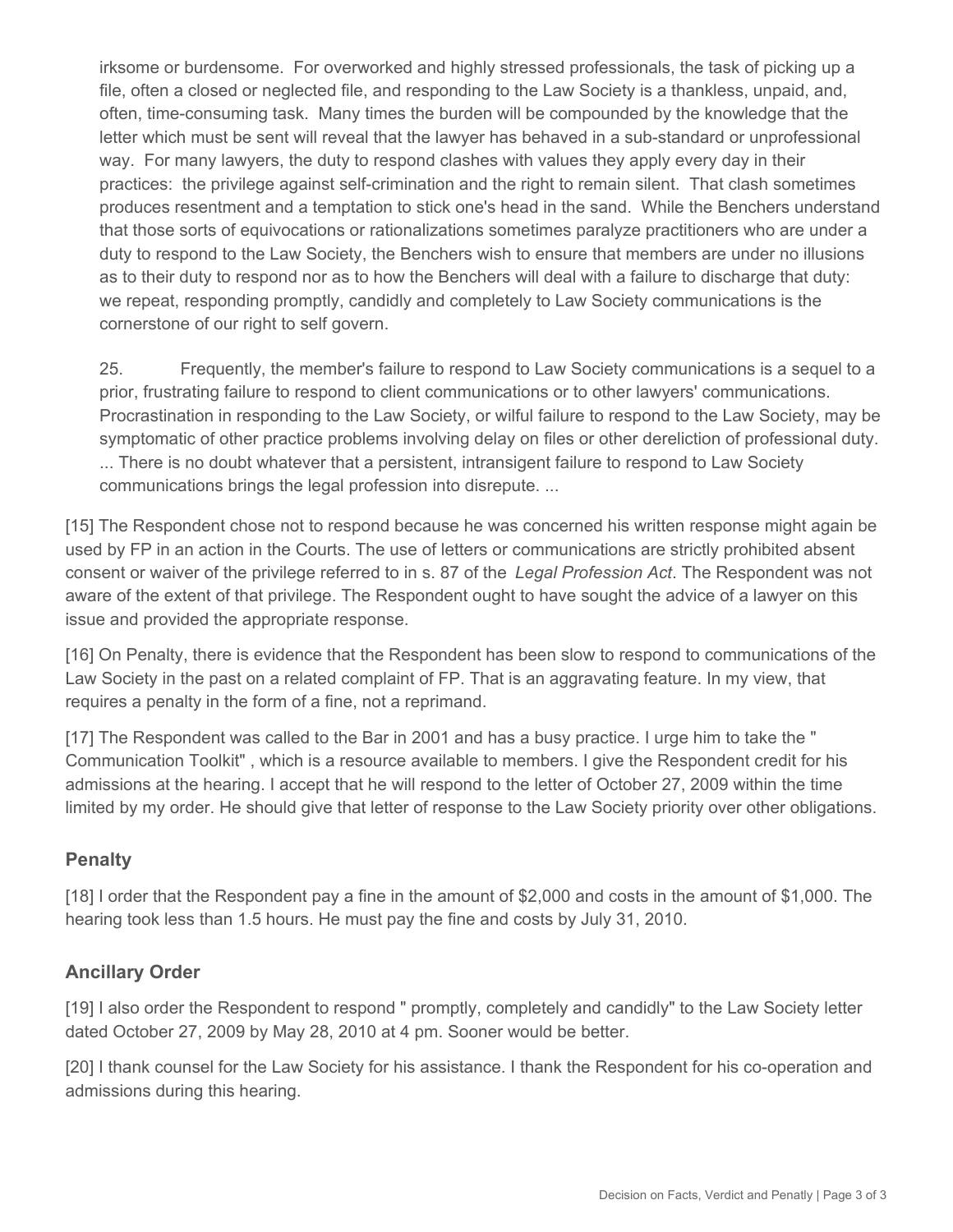> irksome or burdensome. For overworked and highly stressed professionals, the task of picking up a file, often a closed or neglected file, and responding to the Law Society is a thankless, unpaid, and, often, time-consuming task. Many times the burden will be compounded by the knowledge that the letter which must be sent will reveal that the lawyer has behaved in a sub-standard or unprofessional way. For many lawyers, the duty to respond clashes with values they apply every day in their practices: the privilege against self-crimination and the right to remain silent. That clash sometimes produces resentment and a temptation to stick one's head in the sand. While the Benchers understand that those sorts of equivocations or rationalizations sometimes paralyze practitioners who are under a duty to respond to the Law Society, the Benchers wish to ensure that members are under no illusions as to their duty to respond nor as to how the Benchers will deal with a failure to discharge that duty: we repeat, responding promptly, candidly and completely to Law Society communications is the cornerstone of our right to self govern.
>
> 25. Frequently, the member's failure to respond to Law Society communications is a sequel to a prior, frustrating failure to respond to client communications or to other lawyers' communications. Procrastination in responding to the Law Society, or wilful failure to respond to the Law Society, may be symptomatic of other practice problems involving delay on files or other dereliction of professional duty. ... There is no doubt whatever that a persistent, intransigent failure to respond to Law Society communications brings the legal profession into disrepute. ...

[15] The Respondent chose not to respond because he was concerned his written response might again be used by FP in an action in the Courts. The use of letters or communications are strictly prohibited absent consent or waiver of the privilege referred to in s. 87 of the *Legal Profession Act*. The Respondent was not aware of the extent of that privilege. The Respondent ought to have sought the advice of a lawyer on this issue and provided the appropriate response.

[16] On Penalty, there is evidence that the Respondent has been slow to respond to communications of the Law Society in the past on a related complaint of FP. That is an aggravating feature. In my view, that requires a penalty in the form of a fine, not a reprimand.

[17] The Respondent was called to the Bar in 2001 and has a busy practice. I urge him to take the " Communication Toolkit" , which is a resource available to members. I give the Respondent credit for his admissions at the hearing. I accept that he will respond to the letter of October 27, 2009 within the time limited by my order. He should give that letter of response to the Law Society priority over other obligations.

## Penalty

[18] I order that the Respondent pay a fine in the amount of $2,000 and costs in the amount of $1,000. The hearing took less than 1.5 hours. He must pay the fine and costs by July 31, 2010.

## Ancillary Order

[19] I also order the Respondent to respond " promptly, completely and candidly" to the Law Society letter dated October 27, 2009 by May 28, 2010 at 4 pm. Sooner would be better.

[20] I thank counsel for the Law Society for his assistance. I thank the Respondent for his co-operation and admissions during this hearing.